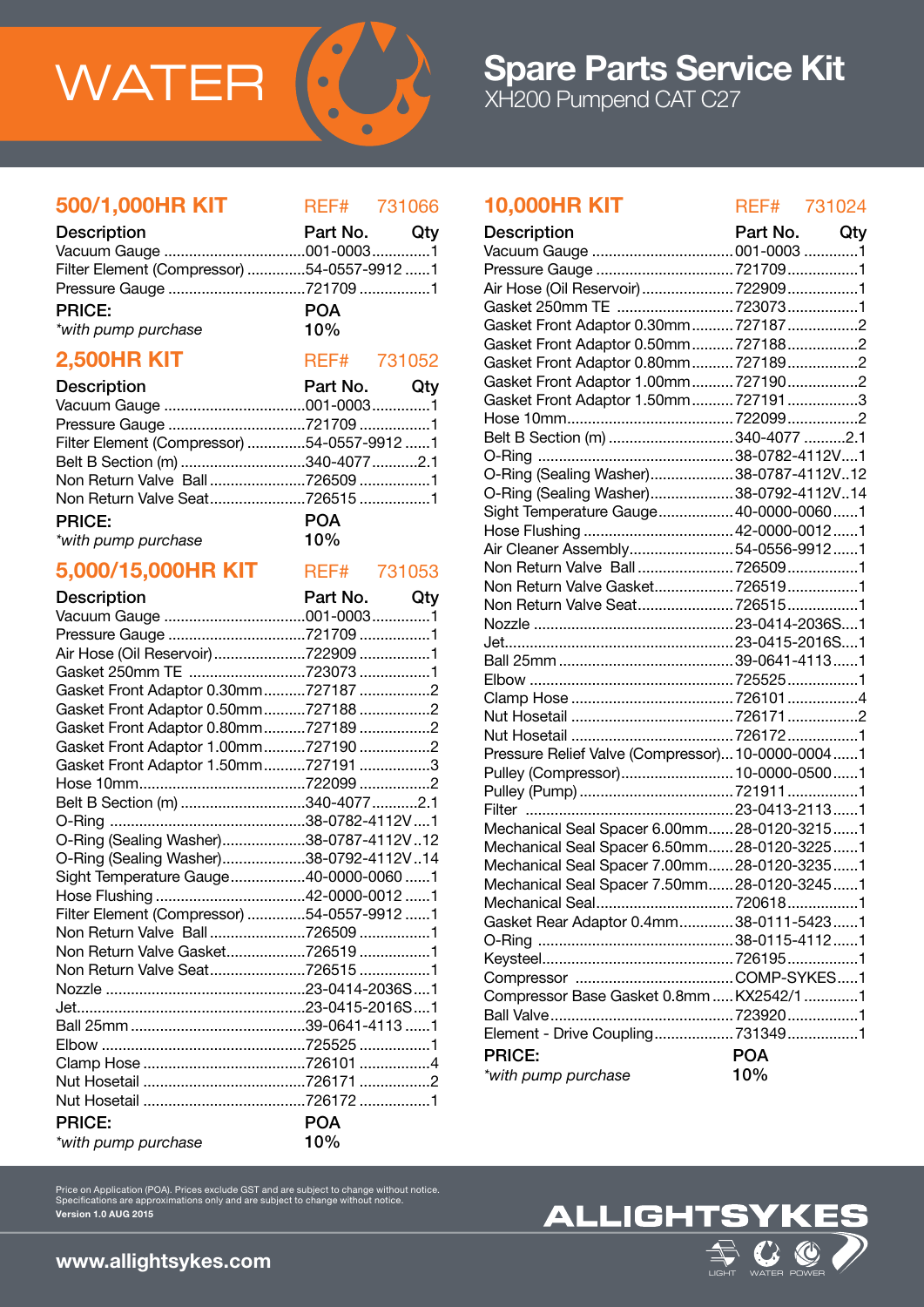# WATER

# Spare Parts Service Kit

XH200 Pumpend CAT C27

## 500/1,000HR KIT

REF# 731066

| Description | Part No. | Qty |
|---|---|---|
| Vacuum Gauge | 001-0003 | 1 |
| Filter Element (Compressor) | 54-0557-9912 | 1 |
| Pressure Gauge | 721709 | 1 |
| **PRICE:** | **POA** | |
| *\*with pump purchase* | **10%** | |

## 2,500HR KIT

REF# 731052

| Description | Part No. | Qty |
|---|---|---|
| Vacuum Gauge | 001-0003 | 1 |
| Pressure Gauge | 721709 | 1 |
| Filter Element (Compressor) | 54-0557-9912 | 1 |
| Belt B Section (m) | 340-4077 | 2.1 |
| Non Return Valve Ball | 726509 | 1 |
| Non Return Valve Seat | 726515 | 1 |
| **PRICE:** | **POA** | |
| *\*with pump purchase* | **10%** | |

## 5,000/15,000HR KIT

REF# 731053

| Description | Part No. | Qty |
|---|---|---|
| Vacuum Gauge | 001-0003 | 1 |
| Pressure Gauge | 721709 | 1 |
| Air Hose (Oil Reservoir) | 722909 | 1 |
| Gasket 250mm TE | 723073 | 1 |
| Gasket Front Adaptor 0.30mm | 727187 | 2 |
| Gasket Front Adaptor 0.50mm | 727188 | 2 |
| Gasket Front Adaptor 0.80mm | 727189 | 2 |
| Gasket Front Adaptor 1.00mm | 727190 | 2 |
| Gasket Front Adaptor 1.50mm | 727191 | 3 |
| Hose 10mm | 722099 | 2 |
| Belt B Section (m) | 340-4077 | 2.1 |
| O-Ring | 38-0782-4112V | 1 |
| O-Ring (Sealing Washer) | 38-0787-4112V | 12 |
| O-Ring (Sealing Washer) | 38-0792-4112V | 14 |
| Sight Temperature Gauge | 40-0000-0060 | 1 |
| Hose Flushing | 42-0000-0012 | 1 |
| Filter Element (Compressor) | 54-0557-9912 | 1 |
| Non Return Valve Ball | 726509 | 1 |
| Non Return Valve Gasket | 726519 | 1 |
| Non Return Valve Seat | 726515 | 1 |
| Nozzle | 23-0414-2036S | 1 |
| Jet | 23-0415-2016S | 1 |
| Ball 25mm | 39-0641-4113 | 1 |
| Elbow | 725525 | 1 |
| Clamp Hose | 726101 | 4 |
| Nut Hosetail | 726171 | 2 |
| Nut Hosetail | 726172 | 1 |
| **PRICE:** | **POA** | |
| *\*with pump purchase* | **10%** | |

## 10,000HR KIT

REF# 731024

| Description | Part No. | Qty |
|---|---|---|
| Vacuum Gauge | 001-0003 | 1 |
| Pressure Gauge | 721709 | 1 |
| Air Hose (Oil Reservoir) | 722909 | 1 |
| Gasket 250mm TE | 723073 | 1 |
| Gasket Front Adaptor 0.30mm | 727187 | 2 |
| Gasket Front Adaptor 0.50mm | 727188 | 2 |
| Gasket Front Adaptor 0.80mm | 727189 | 2 |
| Gasket Front Adaptor 1.00mm | 727190 | 2 |
| Gasket Front Adaptor 1.50mm | 727191 | 3 |
| Hose 10mm | 722099 | 2 |
| Belt B Section (m) | 340-4077 | 2.1 |
| O-Ring | 38-0782-4112V | 1 |
| O-Ring (Sealing Washer) | 38-0787-4112V | 12 |
| O-Ring (Sealing Washer) | 38-0792-4112V | 14 |
| Sight Temperature Gauge | 40-0000-0060 | 1 |
| Hose Flushing | 42-0000-0012 | 1 |
| Air Cleaner Assembly | 54-0556-9912 | 1 |
| Non Return Valve Ball | 726509 | 1 |
| Non Return Valve Gasket | 726519 | 1 |
| Non Return Valve Seat | 726515 | 1 |
| Nozzle | 23-0414-2036S | 1 |
| Jet | 23-0415-2016S | 1 |
| Ball 25mm | 39-0641-4113 | 1 |
| Elbow | 725525 | 1 |
| Clamp Hose | 726101 | 4 |
| Nut Hosetail | 726171 | 2 |
| Nut Hosetail | 726172 | 1 |
| Pressure Relief Valve (Compressor) | 10-0000-0004 | 1 |
| Pulley (Compressor) | 10-0000-0500 | 1 |
| Pulley (Pump) | 721911 | 1 |
| Filter | 23-0413-2113 | 1 |
| Mechanical Seal Spacer 6.00mm | 28-0120-3215 | 1 |
| Mechanical Seal Spacer 6.50mm | 28-0120-3225 | 1 |
| Mechanical Seal Spacer 7.00mm | 28-0120-3235 | 1 |
| Mechanical Seal Spacer 7.50mm | 28-0120-3245 | 1 |
| Mechanical Seal | 720618 | 1 |
| Gasket Rear Adaptor 0.4mm | 38-0111-5423 | 1 |
| O-Ring | 38-0115-4112 | 1 |
| Keysteel | 726195 | 1 |
| Compressor | COMP-SYKES | 1 |
| Compressor Base Gasket 0.8mm | KX2542/1 | 1 |
| Ball Valve | 723920 | 1 |
| Element - Drive Coupling | 731349 | 1 |
| **PRICE:** | **POA** | |
| *\*with pump purchase* | **10%** | |

Price on Application (POA). Prices exclude GST and are subject to change without notice.
Specifications are approximations only and are subject to change without notice.
**Version 1.0 AUG 2015**

**www.allightsykes.com**

ALLIGHTSYKES

LIGHT WATER POWER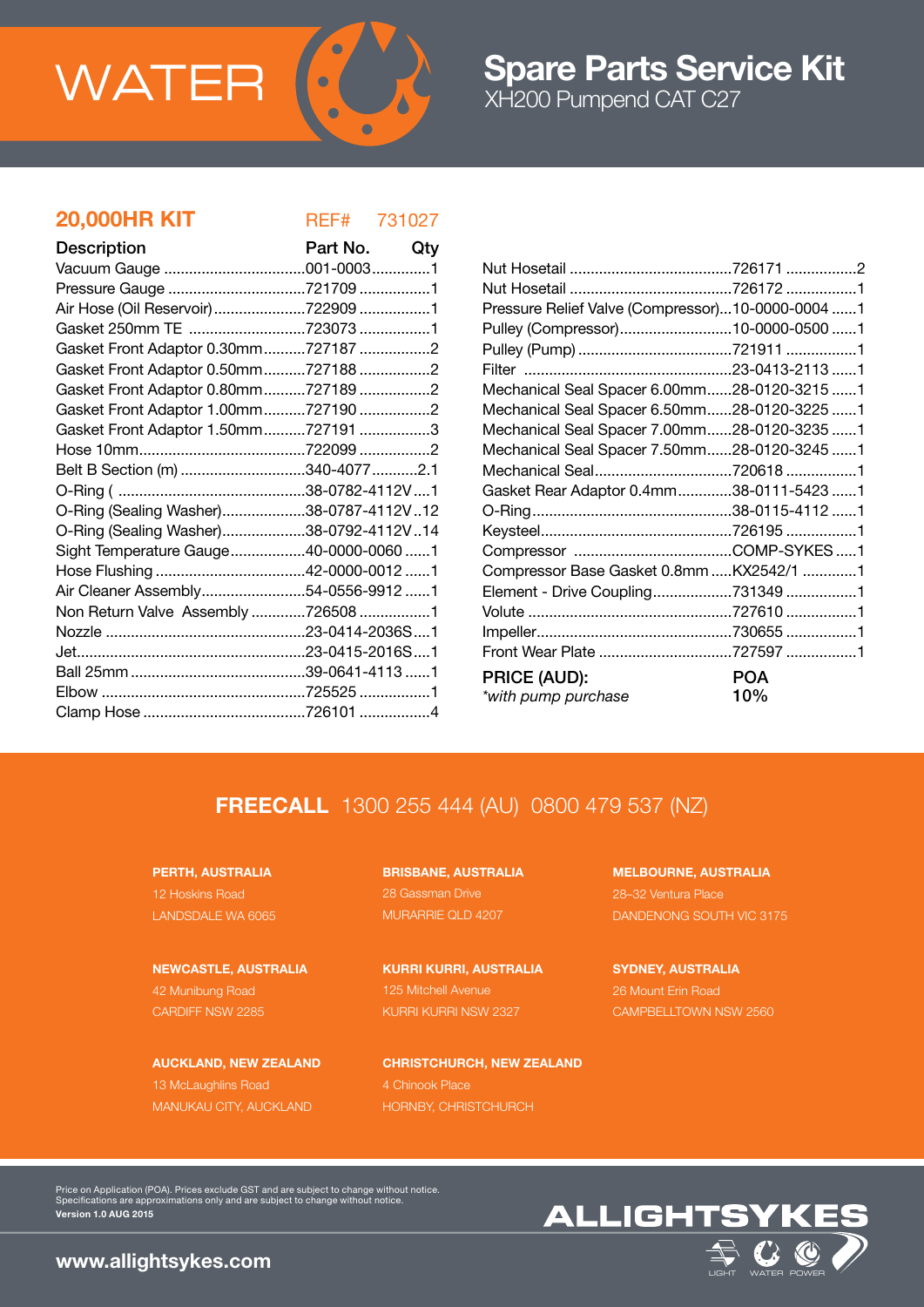# WATER

## Spare Parts Service Kit
XH200 Pumpend CAT C27

### 20,000HR KIT REF# 731027

| Description | Part No. | Qty |
|---|---|---|
| Vacuum Gauge | 001-0003 | 1 |
| Pressure Gauge | 721709 | 1 |
| Air Hose (Oil Reservoir) | 722909 | 1 |
| Gasket 250mm TE | 723073 | 1 |
| Gasket Front Adaptor 0.30mm | 727187 | 2 |
| Gasket Front Adaptor 0.50mm | 727188 | 2 |
| Gasket Front Adaptor 0.80mm | 727189 | 2 |
| Gasket Front Adaptor 1.00mm | 727190 | 2 |
| Gasket Front Adaptor 1.50mm | 727191 | 3 |
| Hose 10mm | 722099 | 2 |
| Belt B Section (m) | 340-4077 | 2.1 |
| O-Ring ( | 38-0782-4112V | 1 |
| O-Ring (Sealing Washer) | 38-0787-4112V | 12 |
| O-Ring (Sealing Washer) | 38-0792-4112V | 14 |
| Sight Temperature Gauge | 40-0000-0060 | 1 |
| Hose Flushing | 42-0000-0012 | 1 |
| Air Cleaner Assembly | 54-0556-9912 | 1 |
| Non Return Valve Assembly | 726508 | 1 |
| Nozzle | 23-0414-2036S | 1 |
| Jet | 23-0415-2016S | 1 |
| Ball 25mm | 39-0641-4113 | 1 |
| Elbow | 725525 | 1 |
| Clamp Hose | 726101 | 4 |
| Nut Hosetail | 726171 | 2 |
| Nut Hosetail | 726172 | 1 |
| Pressure Relief Valve (Compressor) | 10-0000-0004 | 1 |
| Pulley (Compressor) | 10-0000-0500 | 1 |
| Pulley (Pump) | 721911 | 1 |
| Filter | 23-0413-2113 | 1 |
| Mechanical Seal Spacer 6.00mm | 28-0120-3215 | 1 |
| Mechanical Seal Spacer 6.50mm | 28-0120-3225 | 1 |
| Mechanical Seal Spacer 7.00mm | 28-0120-3235 | 1 |
| Mechanical Seal Spacer 7.50mm | 28-0120-3245 | 1 |
| Mechanical Seal | 720618 | 1 |
| Gasket Rear Adaptor 0.4mm | 38-0111-5423 | 1 |
| O-Ring | 38-0115-4112 | 1 |
| Keysteel | 726195 | 1 |
| Compressor | COMP-SYKES | 1 |
| Compressor Base Gasket 0.8mm | KX2542/1 | 1 |
| Element - Drive Coupling | 731349 | 1 |
| Volute | 727610 | 1 |
| Impeller | 730655 | 1 |
| Front Wear Plate | 727597 | 1 |

**PRICE (AUD):** POA
*\*with pump purchase* 10%

## FREECALL 1300 255 444 (AU) 0800 479 537 (NZ)

**PERTH, AUSTRALIA**
12 Hoskins Road
LANDSDALE WA 6065

**BRISBANE, AUSTRALIA**
28 Gassman Drive
MURARRIE QLD 4207

**MELBOURNE, AUSTRALIA**
28–32 Ventura Place
DANDENONG SOUTH VIC 3175

**NEWCASTLE, AUSTRALIA**
42 Munibung Road
CARDIFF NSW 2285

**KURRI KURRI, AUSTRALIA**
125 Mitchell Avenue
KURRI KURRI NSW 2327

**SYDNEY, AUSTRALIA**
26 Mount Erin Road
CAMPBELLTOWN NSW 2560

**AUCKLAND, NEW ZEALAND**
13 McLaughlins Road
MANUKAU CITY, AUCKLAND

**CHRISTCHURCH, NEW ZEALAND**
4 Chinook Place
HORNBY, CHRISTCHURCH

Price on Application (POA). Prices exclude GST and are subject to change without notice.
Specifications are approximations only and are subject to change without notice.
**Version 1.0 AUG 2015**

ALLIGHTSYKES
LIGHT WATER POWER

**www.allightsykes.com**